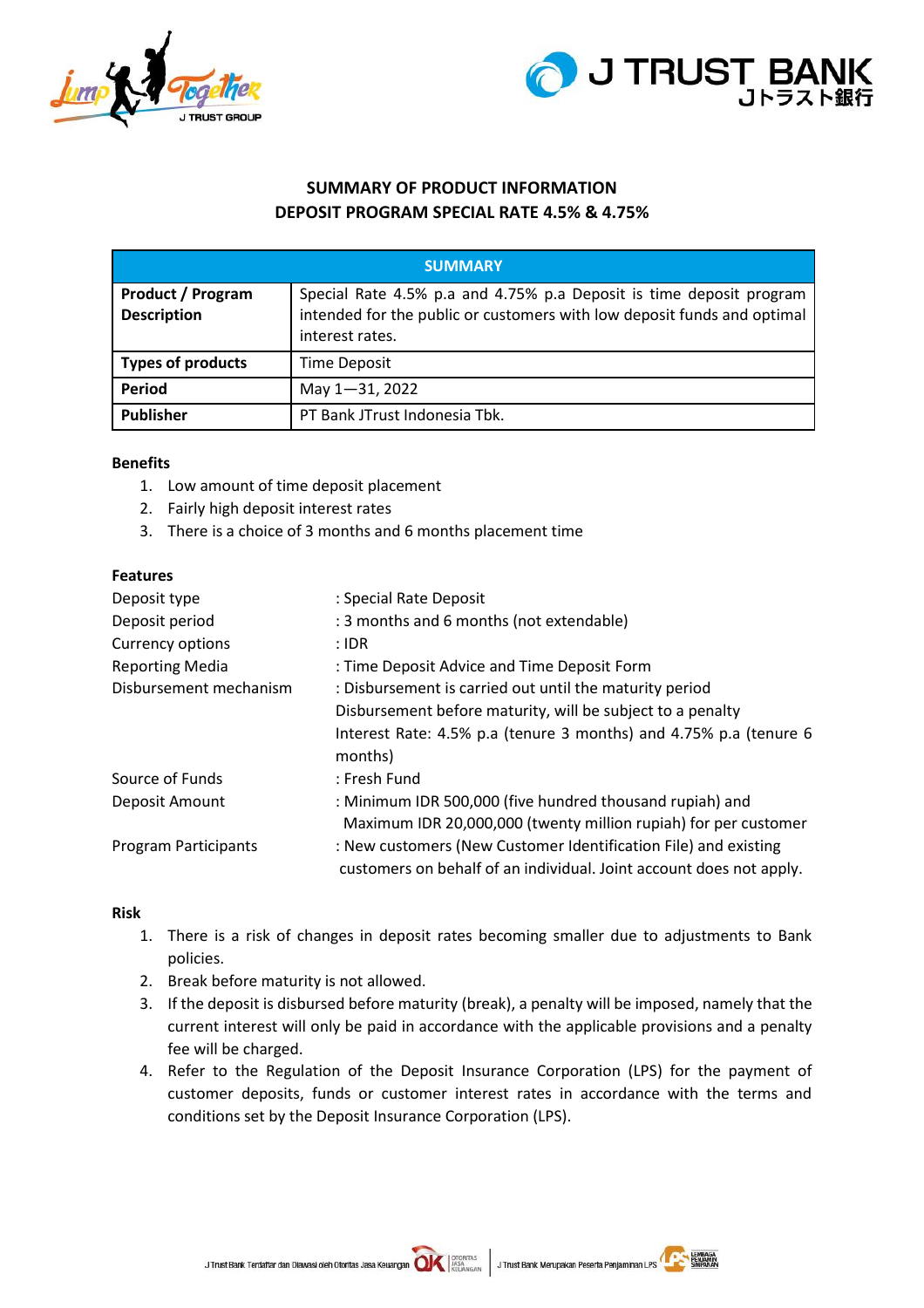# SUMMARY OF PRODUCT INFORMATION
# DEPOSIT PROGRAM SPECIAL RATE 4.5% & 4.75%

| SUMMARY | |
|---|---|
| **Product / Program Description** | Special Rate 4.5% p.a and 4.75% p.a Deposit is time deposit program intended for the public or customers with low deposit funds and optimal interest rates. |
| **Types of products** | Time Deposit |
| **Period** | May 1—31, 2022 |
| **Publisher** | PT Bank JTrust Indonesia Tbk. |

**Benefits**

1. Low amount of time deposit placement
2. Fairly high deposit interest rates
3. There is a choice of 3 months and 6 months placement time

**Features**

| | |
|---|---|
| Deposit type | : Special Rate Deposit |
| Deposit period | : 3 months and 6 months (not extendable) |
| Currency options | : IDR |
| Reporting Media | : Time Deposit Advice and Time Deposit Form |
| Disbursement mechanism | : Disbursement is carried out until the maturity period<br>Disbursement before maturity, will be subject to a penalty<br>Interest Rate: 4.5% p.a (tenure 3 months) and 4.75% p.a (tenure 6 months) |
| Source of Funds | : Fresh Fund |
| Deposit Amount | : Minimum IDR 500,000 (five hundred thousand rupiah) and Maximum IDR 20,000,000 (twenty million rupiah) for per customer |
| Program Participants | : New customers (New Customer Identification File) and existing customers on behalf of an individual. Joint account does not apply. |

**Risk**

1. There is a risk of changes in deposit rates becoming smaller due to adjustments to Bank policies.
2. Break before maturity is not allowed.
3. If the deposit is disbursed before maturity (break), a penalty will be imposed, namely that the current interest will only be paid in accordance with the applicable provisions and a penalty fee will be charged.
4. Refer to the Regulation of the Deposit Insurance Corporation (LPS) for the payment of customer deposits, funds or customer interest rates in accordance with the terms and conditions set by the Deposit Insurance Corporation (LPS).

J Trust Bank Terdaftar dan Diawasi oleh Otoritas Jasa Keuangan | J Trust Bank Merupakan Peserta Penjaminan LPS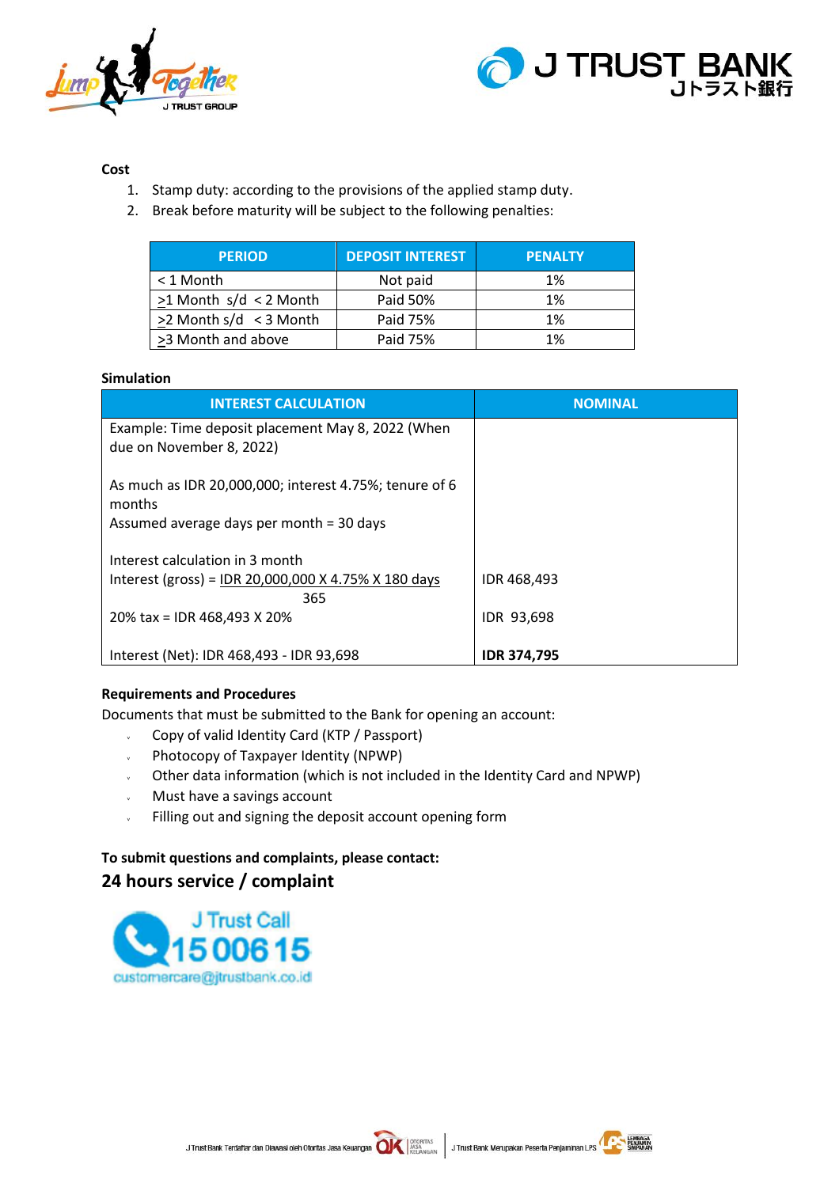**Cost**

1. Stamp duty: according to the provisions of the applied stamp duty.
2. Break before maturity will be subject to the following penalties:

| PERIOD | DEPOSIT INTEREST | PENALTY |
|---|---|---|
| < 1 Month | Not paid | 1% |
| ≥1 Month s/d < 2 Month | Paid 50% | 1% |
| ≥2 Month s/d < 3 Month | Paid 75% | 1% |
| ≥3 Month and above | Paid 75% | 1% |

**Simulation**

| INTEREST CALCULATION | NOMINAL |
|---|---|
| Example: Time deposit placement May 8, 2022 (When due on November 8, 2022)<br><br>As much as IDR 20,000,000; interest 4.75%; tenure of 6 months<br>Assumed average days per month = 30 days | |
| Interest calculation in 3 month<br>Interest (gross) = $\frac{\text{IDR } 20{,}000{,}000 \times 4.75\% \times 180 \text{ days}}{365}$ | IDR 468,493 |
| 20% tax = IDR 468,493 X 20% | IDR 93,698 |
| Interest (Net): IDR 468,493 - IDR 93,698 | **IDR 374,795** |

**Requirements and Procedures**

Documents that must be submitted to the Bank for opening an account:

- Copy of valid Identity Card (KTP / Passport)
- Photocopy of Taxpayer Identity (NPWP)
- Other data information (which is not included in the Identity Card and NPWP)
- Must have a savings account
- Filling out and signing the deposit account opening form

**To submit questions and complaints, please contact:**

## 24 hours service / complaint

J Trust Call 1500615

customercare@jtrustbank.co.id

J Trust Bank Terdaftar dan Diawasi oleh Otoritas Jasa Keuangan | J Trust Bank Merupakan Peserta Penjaminan LPS